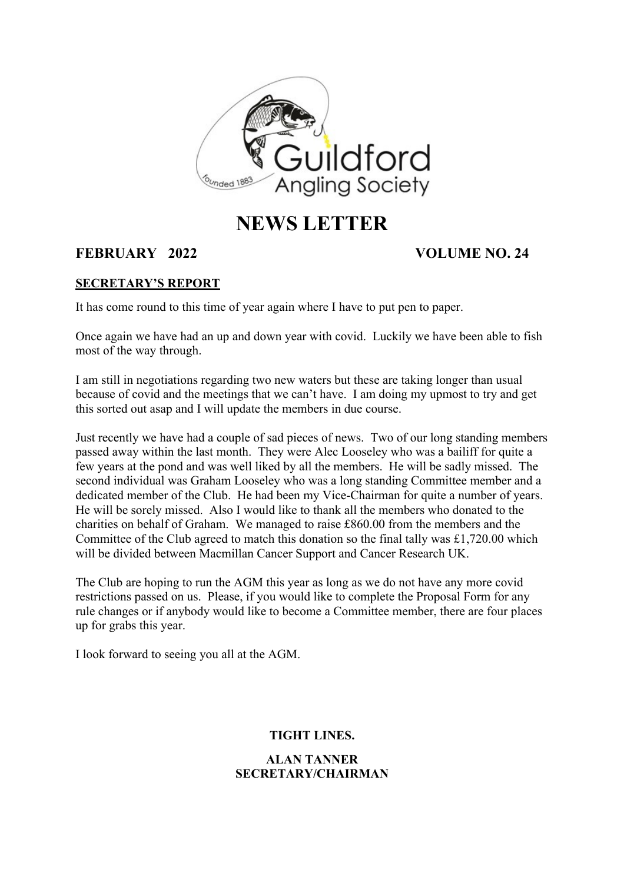Guildford Angling Society

founded 1883

# NEWS LETTER

**FEBRUARY 2022** **VOLUME NO. 24**

## SECRETARY'S REPORT

It has come round to this time of year again where I have to put pen to paper.

Once again we have had an up and down year with covid. Luckily we have been able to fish most of the way through.

I am still in negotiations regarding two new waters but these are taking longer than usual because of covid and the meetings that we can't have. I am doing my upmost to try and get this sorted out asap and I will update the members in due course.

Just recently we have had a couple of sad pieces of news. Two of our long standing members passed away within the last month. They were Alec Looseley who was a bailiff for quite a few years at the pond and was well liked by all the members. He will be sadly missed. The second individual was Graham Looseley who was a long standing Committee member and a dedicated member of the Club. He had been my Vice-Chairman for quite a number of years. He will be sorely missed. Also I would like to thank all the members who donated to the charities on behalf of Graham. We managed to raise £860.00 from the members and the Committee of the Club agreed to match this donation so the final tally was £1,720.00 which will be divided between Macmillan Cancer Support and Cancer Research UK.

The Club are hoping to run the AGM this year as long as we do not have any more covid restrictions passed on us. Please, if you would like to complete the Proposal Form for any rule changes or if anybody would like to become a Committee member, there are four places up for grabs this year.

I look forward to seeing you all at the AGM.

**TIGHT LINES.**

**ALAN TANNER**
**SECRETARY/CHAIRMAN**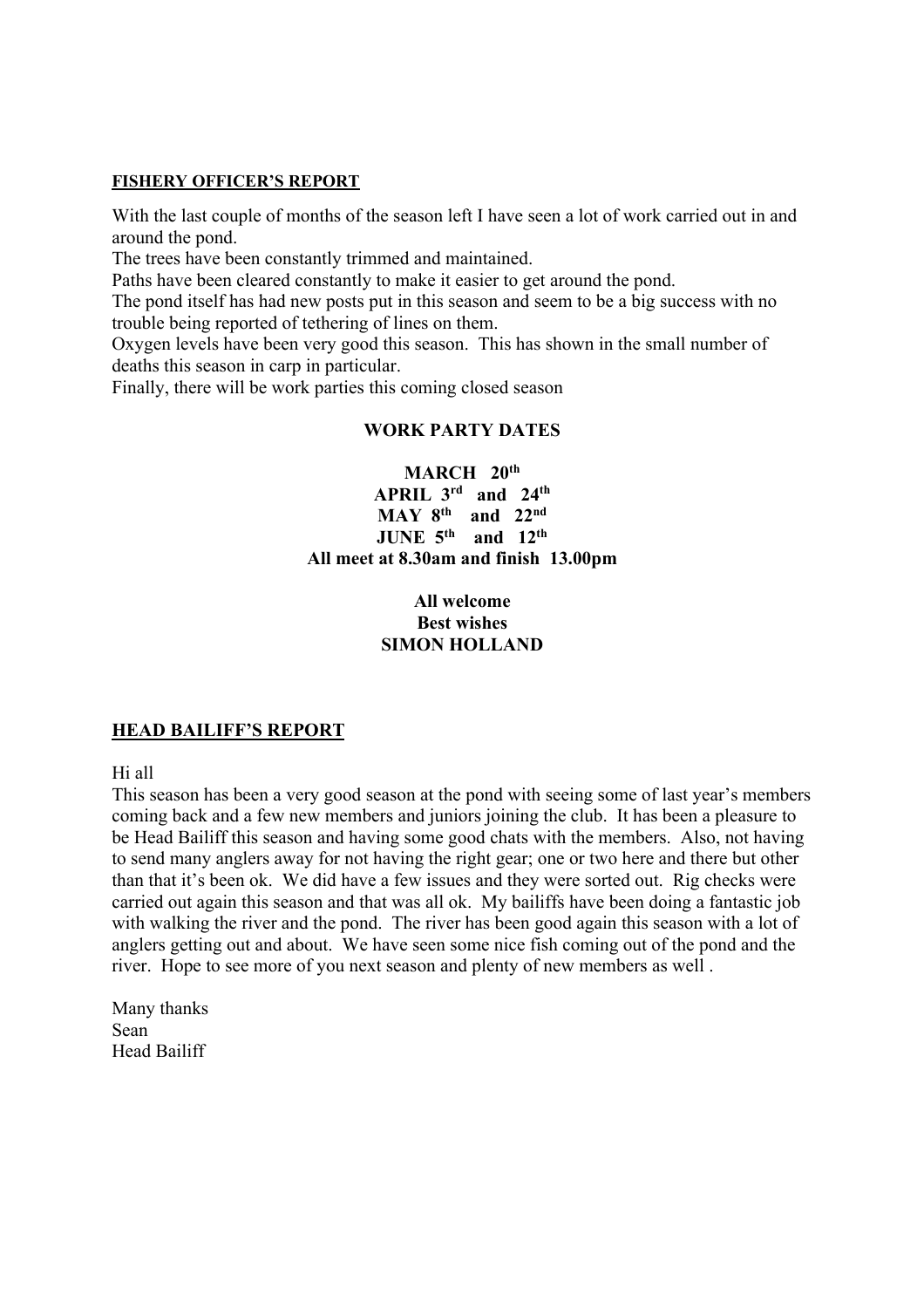## FISHERY OFFICER'S REPORT

With the last couple of months of the season left I have seen a lot of work carried out in and around the pond.

The trees have been constantly trimmed and maintained.

Paths have been cleared constantly to make it easier to get around the pond.

The pond itself has had new posts put in this season and seem to be a big success with no trouble being reported of tethering of lines on them.

Oxygen levels have been very good this season. This has shown in the small number of deaths this season in carp in particular.

Finally, there will be work parties this coming closed season

**WORK PARTY DATES**

**MARCH 20th**
**APRIL 3rd and 24th**
**MAY 8th and 22nd**
**JUNE 5th and 12th**
**All meet at 8.30am and finish 13.00pm**

**All welcome**
**Best wishes**
**SIMON HOLLAND**

## HEAD BAILIFF'S REPORT

Hi all

This season has been a very good season at the pond with seeing some of last year's members coming back and a few new members and juniors joining the club. It has been a pleasure to be Head Bailiff this season and having some good chats with the members. Also, not having to send many anglers away for not having the right gear; one or two here and there but other than that it's been ok. We did have a few issues and they were sorted out. Rig checks were carried out again this season and that was all ok. My bailiffs have been doing a fantastic job with walking the river and the pond. The river has been good again this season with a lot of anglers getting out and about. We have seen some nice fish coming out of the pond and the river. Hope to see more of you next season and plenty of new members as well .

Many thanks
Sean
Head Bailiff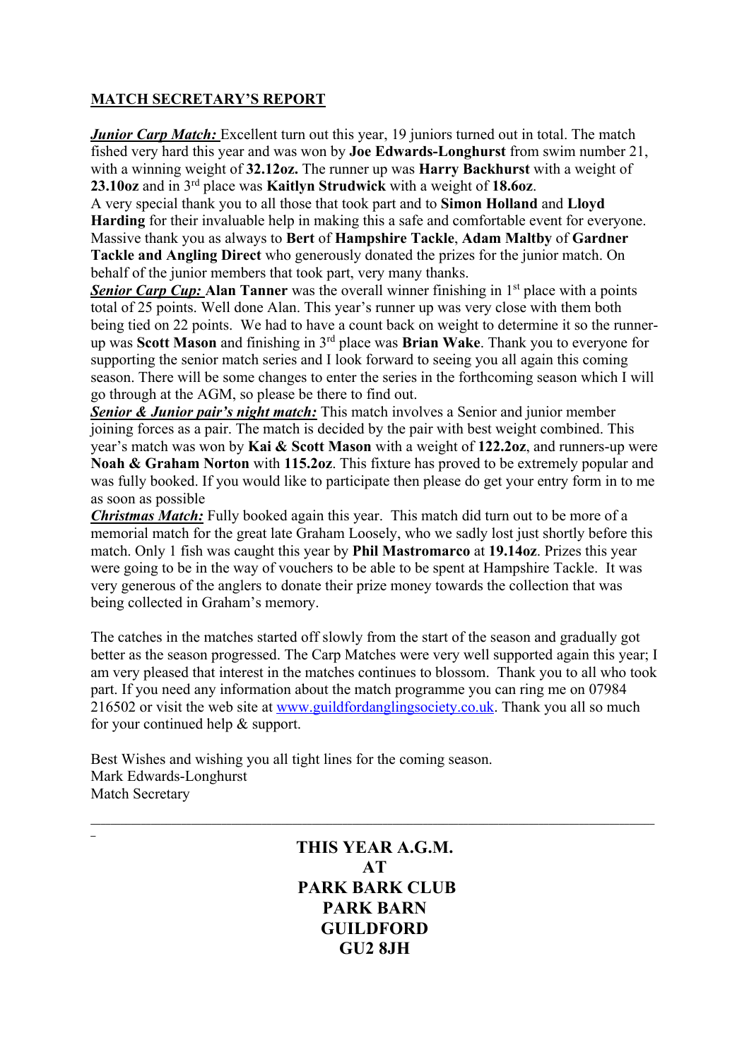## MATCH SECRETARY'S REPORT

***Junior Carp Match:*** Excellent turn out this year, 19 juniors turned out in total. The match fished very hard this year and was won by **Joe Edwards-Longhurst** from swim number 21, with a winning weight of **32.12oz.** The runner up was **Harry Backhurst** with a weight of **23.10oz** and in 3rd place was **Kaitlyn Strudwick** with a weight of **18.6oz**.
A very special thank you to all those that took part and to **Simon Holland** and **Lloyd Harding** for their invaluable help in making this a safe and comfortable event for everyone. Massive thank you as always to **Bert** of **Hampshire Tackle**, **Adam Maltby** of **Gardner Tackle and Angling Direct** who generously donated the prizes for the junior match. On behalf of the junior members that took part, very many thanks.
***Senior Carp Cup:*** **Alan Tanner** was the overall winner finishing in 1st place with a points total of 25 points. Well done Alan. This year's runner up was very close with them both being tied on 22 points. We had to have a count back on weight to determine it so the runner-up was **Scott Mason** and finishing in 3rd place was **Brian Wake**. Thank you to everyone for supporting the senior match series and I look forward to seeing you all again this coming season. There will be some changes to enter the series in the forthcoming season which I will go through at the AGM, so please be there to find out.
***Senior & Junior pair's night match:*** This match involves a Senior and junior member joining forces as a pair. The match is decided by the pair with best weight combined. This year's match was won by **Kai & Scott Mason** with a weight of **122.2oz**, and runners-up were **Noah & Graham Norton** with **115.2oz**. This fixture has proved to be extremely popular and was fully booked. If you would like to participate then please do get your entry form in to me as soon as possible
***Christmas Match:*** Fully booked again this year. This match did turn out to be more of a memorial match for the great late Graham Loosely, who we sadly lost just shortly before this match. Only 1 fish was caught this year by **Phil Mastromarco** at **19.14oz**. Prizes this year were going to be in the way of vouchers to be able to be spent at Hampshire Tackle. It was very generous of the anglers to donate their prize money towards the collection that was being collected in Graham's memory.

The catches in the matches started off slowly from the start of the season and gradually got better as the season progressed. The Carp Matches were very well supported again this year; I am very pleased that interest in the matches continues to blossom. Thank you to all who took part. If you need any information about the match programme you can ring me on 07984 216502 or visit the web site at www.guildfordanglingsociety.co.uk. Thank you all so much for your continued help & support.

Best Wishes and wishing you all tight lines for the coming season.
Mark Edwards-Longhurst
Match Secretary

---

**THIS YEAR A.G.M.**
**AT**
**PARK BARK CLUB**
**PARK BARN**
**GUILDFORD**
**GU2 8JH**